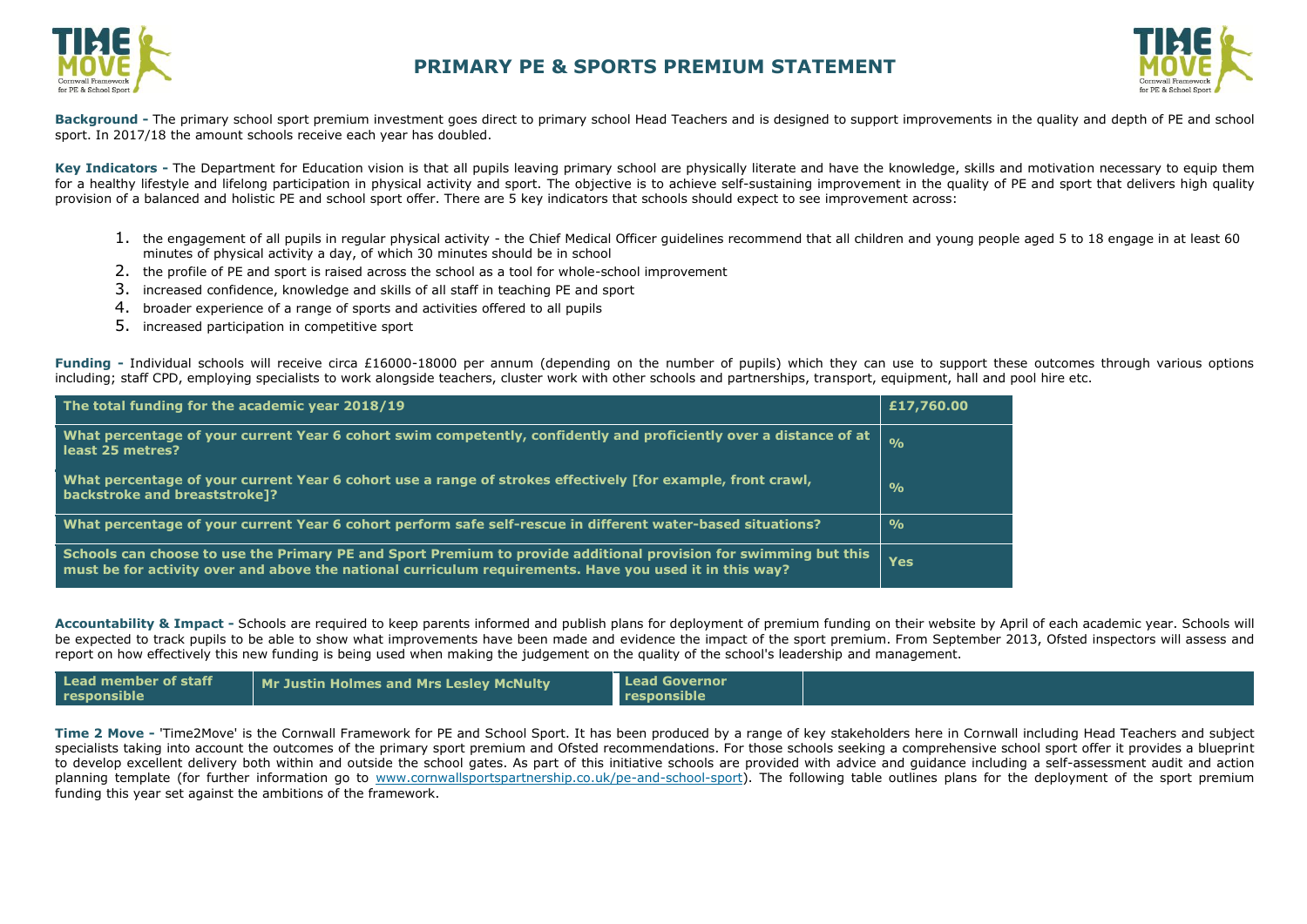# PRIMARY PE & SPORTS PREMIUM STATEMENT

**Background -** The primary school sport premium investment goes direct to primary school Head Teachers and is designed to support improvements in the quality and depth of PE and school sport. In 2017/18 the amount schools receive each year has doubled.

**Key Indicators -** The Department for Education vision is that all pupils leaving primary school are physically literate and have the knowledge, skills and motivation necessary to equip them for a healthy lifestyle and lifelong participation in physical activity and sport. The objective is to achieve self-sustaining improvement in the quality of PE and sport that delivers high quality provision of a balanced and holistic PE and school sport offer. There are 5 key indicators that schools should expect to see improvement across:

1. the engagement of all pupils in regular physical activity - the Chief Medical Officer guidelines recommend that all children and young people aged 5 to 18 engage in at least 60 minutes of physical activity a day, of which 30 minutes should be in school
2. the profile of PE and sport is raised across the school as a tool for whole-school improvement
3. increased confidence, knowledge and skills of all staff in teaching PE and sport
4. broader experience of a range of sports and activities offered to all pupils
5. increased participation in competitive sport

**Funding -** Individual schools will receive circa £16000-18000 per annum (depending on the number of pupils) which they can use to support these outcomes through various options including; staff CPD, employing specialists to work alongside teachers, cluster work with other schools and partnerships, transport, equipment, hall and pool hire etc.

| The total funding for the academic year 2018/19 | £17,760.00 |
|---|---|
| What percentage of your current Year 6 cohort swim competently, confidently and proficiently over a distance of at least 25 metres? | % |
| What percentage of your current Year 6 cohort use a range of strokes effectively [for example, front crawl, backstroke and breaststroke]? | % |
| What percentage of your current Year 6 cohort perform safe self-rescue in different water-based situations? | % |
| Schools can choose to use the Primary PE and Sport Premium to provide additional provision for swimming but this must be for activity over and above the national curriculum requirements. Have you used it in this way? | Yes |

**Accountability & Impact -** Schools are required to keep parents informed and publish plans for deployment of premium funding on their website by April of each academic year. Schools will be expected to track pupils to be able to show what improvements have been made and evidence the impact of the sport premium. From September 2013, Ofsted inspectors will assess and report on how effectively this new funding is being used when making the judgement on the quality of the school's leadership and management.

| Lead member of staff responsible | Mr Justin Holmes and Mrs Lesley McNulty | Lead Governor responsible | |
|---|---|---|---|

**Time 2 Move -** 'Time2Move' is the Cornwall Framework for PE and School Sport. It has been produced by a range of key stakeholders here in Cornwall including Head Teachers and subject specialists taking into account the outcomes of the primary sport premium and Ofsted recommendations. For those schools seeking a comprehensive school sport offer it provides a blueprint to develop excellent delivery both within and outside the school gates. As part of this initiative schools are provided with advice and guidance including a self-assessment audit and action planning template (for further information go to www.cornwallsportspartnership.co.uk/pe-and-school-sport). The following table outlines plans for the deployment of the sport premium funding this year set against the ambitions of the framework.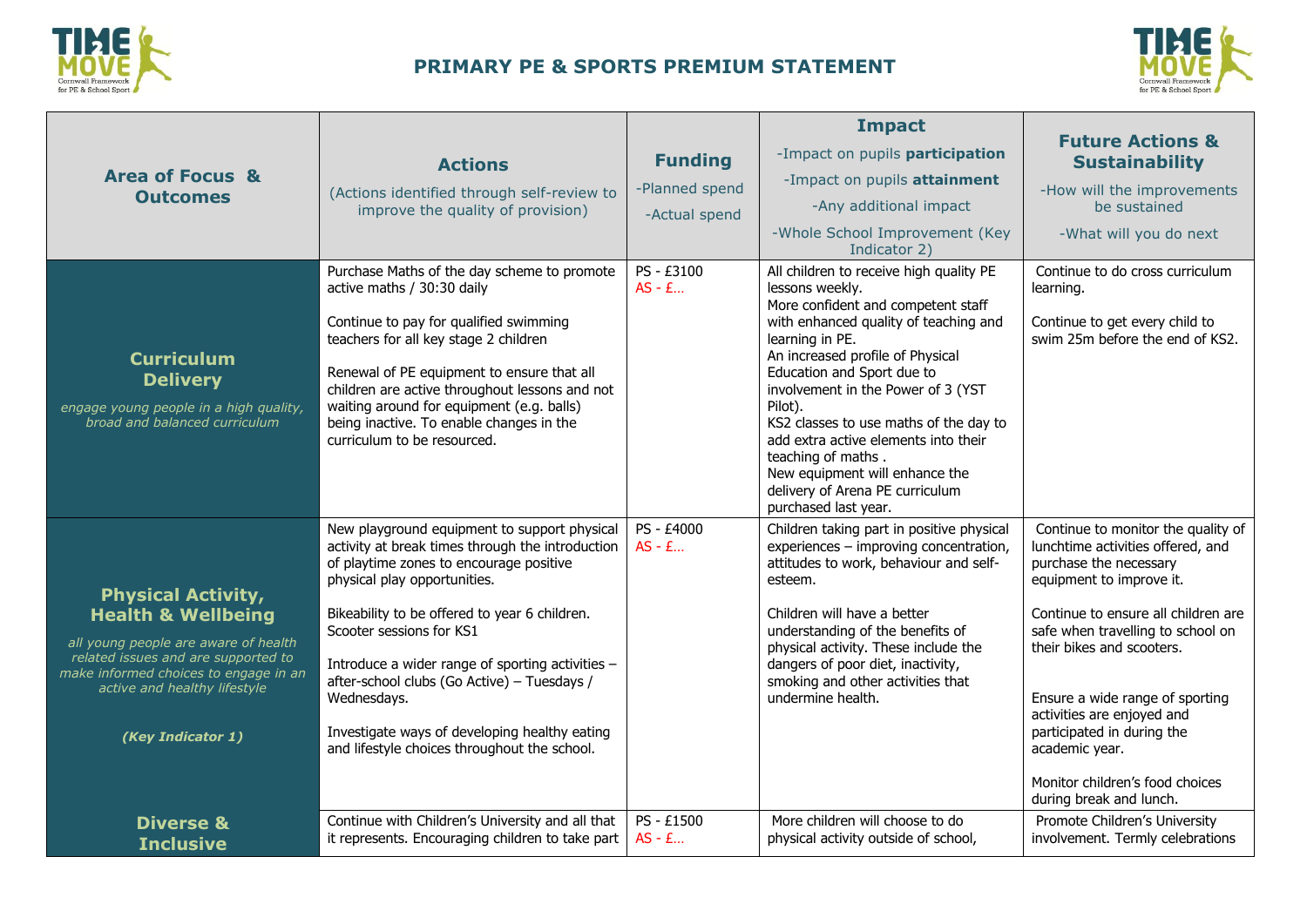# PRIMARY PE & SPORTS PREMIUM STATEMENT

| Area of Focus & Outcomes | Actions (Actions identified through self-review to improve the quality of provision) | Funding -Planned spend -Actual spend | Impact -Impact on pupils **participation** -Impact on pupils **attainment** -Any additional impact -Whole School Improvement (Key Indicator 2) | Future Actions & Sustainability -How will the improvements be sustained -What will you do next |
|---|---|---|---|---|
| **Curriculum Delivery** *engage young people in a high quality, broad and balanced curriculum* | Purchase Maths of the day scheme to promote active maths / 30:30 daily<br><br>Continue to pay for qualified swimming teachers for all key stage 2 children<br><br>Renewal of PE equipment to ensure that all children are active throughout lessons and not waiting around for equipment (e.g. balls) being inactive. To enable changes in the curriculum to be resourced. | PS - £3100<br>AS - £… | All children to receive high quality PE lessons weekly.<br>More confident and competent staff with enhanced quality of teaching and learning in PE.<br>An increased profile of Physical Education and Sport due to involvement in the Power of 3 (YST Pilot).<br>KS2 classes to use maths of the day to add extra active elements into their teaching of maths .<br>New equipment will enhance the delivery of Arena PE curriculum purchased last year. | Continue to do cross curriculum learning.<br><br>Continue to get every child to swim 25m before the end of KS2. |
| **Physical Activity, Health & Wellbeing** *all young people are aware of health related issues and are supported to make informed choices to engage in an active and healthy lifestyle*<br><br>***(Key Indicator 1)*** | New playground equipment to support physical activity at break times through the introduction of playtime zones to encourage positive physical play opportunities.<br><br>Bikeability to be offered to year 6 children. Scooter sessions for KS1<br><br>Introduce a wider range of sporting activities – after-school clubs (Go Active) – Tuesdays / Wednesdays.<br><br>Investigate ways of developing healthy eating and lifestyle choices throughout the school. | PS - £4000<br>AS - £… | Children taking part in positive physical experiences – improving concentration, attitudes to work, behaviour and self-esteem.<br><br>Children will have a better understanding of the benefits of physical activity. These include the dangers of poor diet, inactivity, smoking and other activities that undermine health. | Continue to monitor the quality of lunchtime activities offered, and purchase the necessary equipment to improve it.<br><br>Continue to ensure all children are safe when travelling to school on their bikes and scooters.<br><br>Ensure a wide range of sporting activities are enjoyed and participated in during the academic year.<br><br>Monitor children's food choices during break and lunch. |
| **Diverse & Inclusive** | Continue with Children's University and all that it represents. Encouraging children to take part | PS - £1500<br>AS - £… | More children will choose to do physical activity outside of school, | Promote Children's University involvement. Termly celebrations |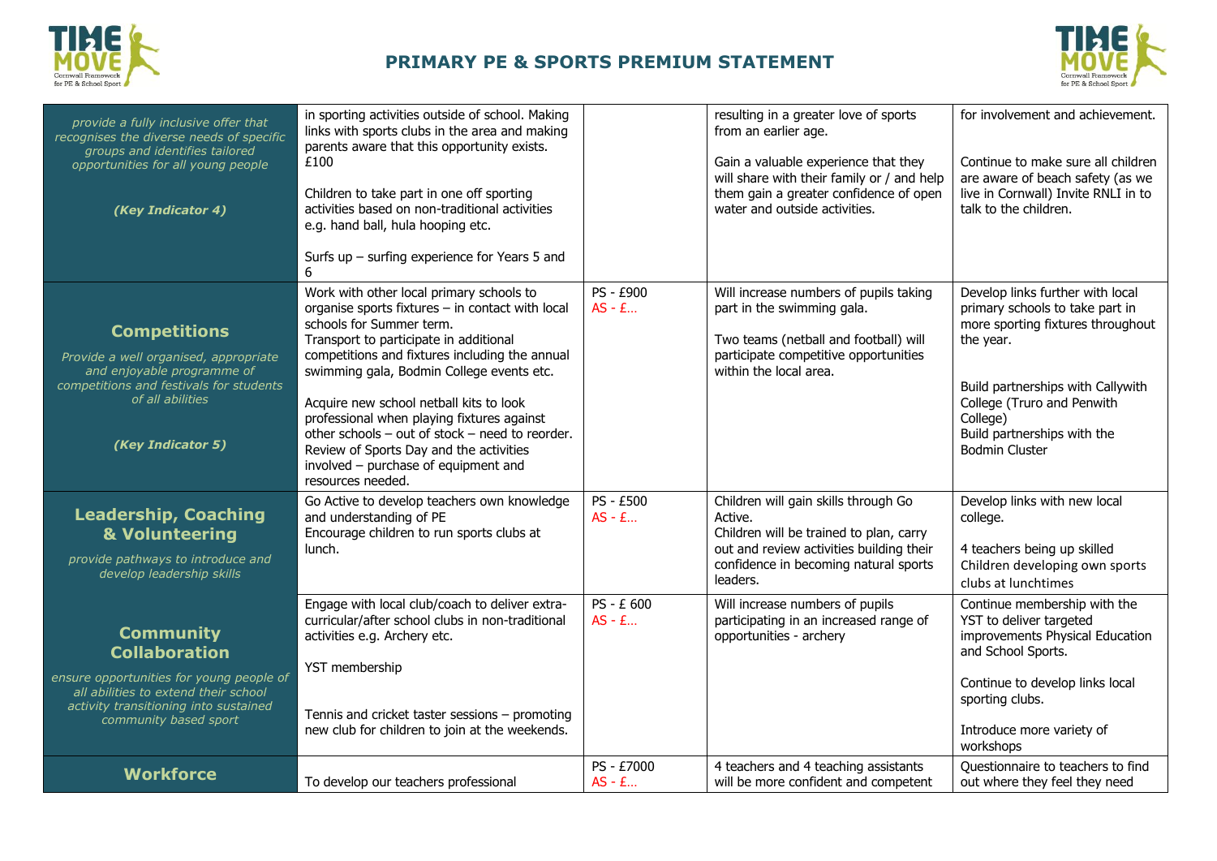# PRIMARY PE & SPORTS PREMIUM STATEMENT

| | | | | |
|---|---|---|---|---|
| *provide a fully inclusive offer that recognises the diverse needs of specific groups and identifies tailored opportunities for all young people*<br><br>***(Key Indicator 4)*** | in sporting activities outside of school. Making links with sports clubs in the area and making parents aware that this opportunity exists. £100<br><br>Children to take part in one off sporting activities based on non-traditional activities e.g. hand ball, hula hooping etc.<br><br>Surfs up – surfing experience for Years 5 and 6 | | resulting in a greater love of sports from an earlier age.<br><br>Gain a valuable experience that they will share with their family or / and help them gain a greater confidence of open water and outside activities. | for involvement and achievement.<br><br>Continue to make sure all children are aware of beach safety (as we live in Cornwall) Invite RNLI in to talk to the children. |
| **Competitions**<br><br>*Provide a well organised, appropriate and enjoyable programme of competitions and festivals for students of all abilities*<br><br>***(Key Indicator 5)*** | Work with other local primary schools to organise sports fixtures – in contact with local schools for Summer term.<br>Transport to participate in additional competitions and fixtures including the annual swimming gala, Bodmin College events etc.<br><br>Acquire new school netball kits to look professional when playing fixtures against other schools – out of stock – need to reorder.<br>Review of Sports Day and the activities involved – purchase of equipment and resources needed. | PS - £900<br>AS - £… | Will increase numbers of pupils taking part in the swimming gala.<br><br>Two teams (netball and football) will participate competitive opportunities within the local area. | Develop links further with local primary schools to take part in more sporting fixtures throughout the year.<br><br>Build partnerships with Callywith College (Truro and Penwith College)<br>Build partnerships with the Bodmin Cluster |
| **Leadership, Coaching & Volunteering**<br><br>*provide pathways to introduce and develop leadership skills* | Go Active to develop teachers own knowledge and understanding of PE<br>Encourage children to run sports clubs at lunch. | PS - £500<br>AS - £… | Children will gain skills through Go Active.<br>Children will be trained to plan, carry out and review activities building their confidence in becoming natural sports leaders. | Develop links with new local college.<br><br>4 teachers being up skilled<br>Children developing own sports clubs at lunchtimes |
| **Community Collaboration**<br><br>*ensure opportunities for young people of all abilities to extend their school activity transitioning into sustained community based sport* | Engage with local club/coach to deliver extra-curricular/after school clubs in non-traditional activities e.g. Archery etc.<br><br>YST membership<br><br>Tennis and cricket taster sessions – promoting new club for children to join at the weekends. | PS - £ 600<br>AS - £… | Will increase numbers of pupils participating in an increased range of opportunities - archery | Continue membership with the YST to deliver targeted improvements Physical Education and School Sports.<br><br>Continue to develop links local sporting clubs.<br><br>Introduce more variety of workshops |
| **Workforce** | To develop our teachers professional | PS - £7000<br>AS - £… | 4 teachers and 4 teaching assistants will be more confident and competent | Questionnaire to teachers to find out where they feel they need |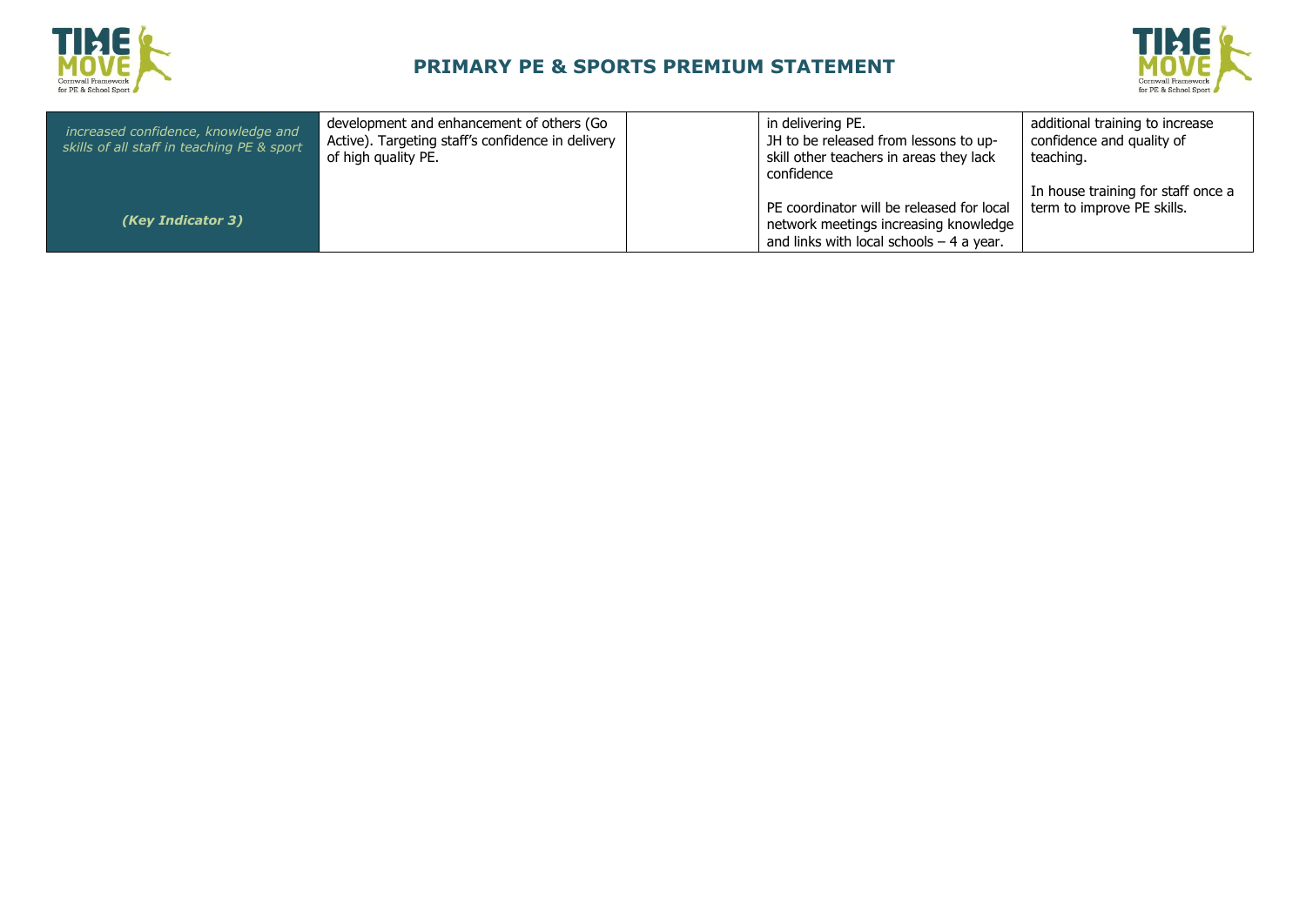# PRIMARY PE & SPORTS PREMIUM STATEMENT

| | | | | |
|---|---|---|---|---|
| *increased confidence, knowledge and skills of all staff in teaching PE & sport*<br><br>***(Key Indicator 3)*** | development and enhancement of others (Go Active). Targeting staff's confidence in delivery of high quality PE. | | in delivering PE.<br>JH to be released from lessons to up-skill other teachers in areas they lack confidence<br><br>PE coordinator will be released for local network meetings increasing knowledge and links with local schools – 4 a year. | additional training to increase confidence and quality of teaching.<br><br>In house training for staff once a term to improve PE skills. |